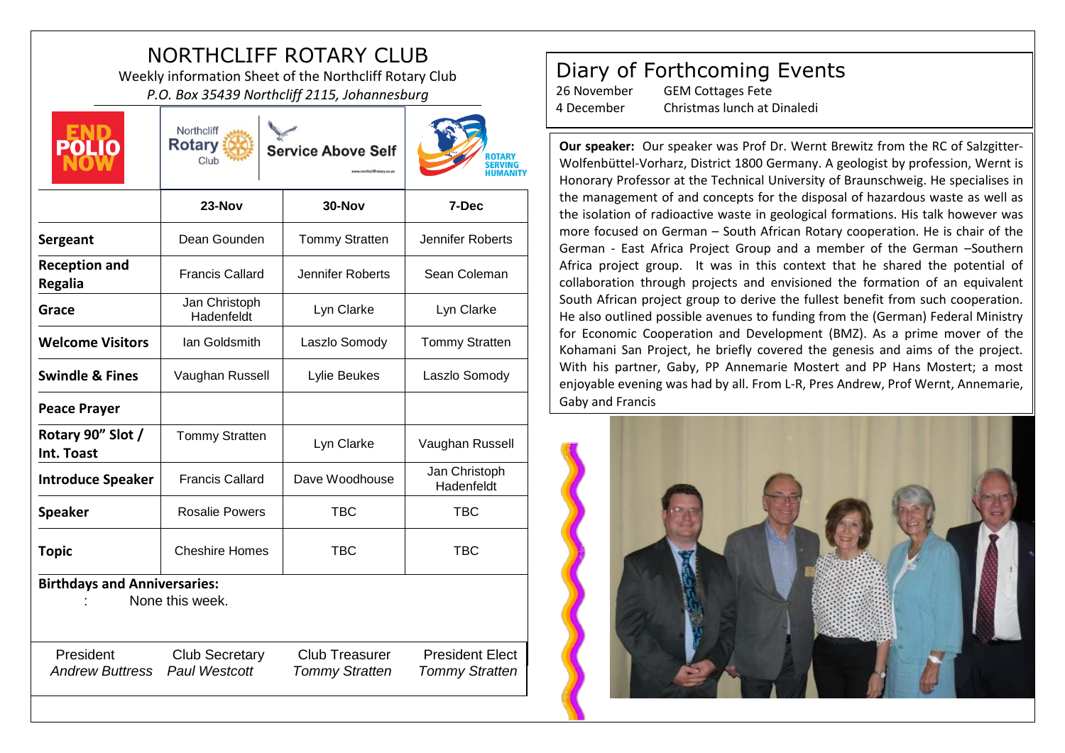# NORTHCLIFF ROTARY CLUB

Weekly information Sheet of the Northcliff Rotary Club

*P.O. Box 35439 Northcliff 2115, Johannesburg*

END POLIO NOW

Northcliff Rotary Club — Service Above Self

ROTARY SERVING HUMANITY

| | 23-Nov | 30-Nov | 7-Dec |
|---|---|---|---|
| **Sergeant** | Dean Gounden | Tommy Stratten | Jennifer Roberts |
| **Reception and Regalia** | Francis Callard | Jennifer Roberts | Sean Coleman |
| **Grace** | Jan Christoph Hadenfeldt | Lyn Clarke | Lyn Clarke |
| **Welcome Visitors** | Ian Goldsmith | Laszlo Somody | Tommy Stratten |
| **Swindle & Fines** | Vaughan Russell | Lylie Beukes | Laszlo Somody |
| **Peace Prayer** | | | |
| **Rotary 90" Slot / Int. Toast** | Tommy Stratten | Lyn Clarke | Vaughan Russell |
| **Introduce Speaker** | Francis Callard | Dave Woodhouse | Jan Christoph Hadenfeldt |
| **Speaker** | Rosalie Powers | TBC | TBC |
| **Topic** | Cheshire Homes | TBC | TBC |

**Birthdays and Anniversaries:**

: None this week.

| President | Club Secretary | Club Treasurer | President Elect |
|---|---|---|---|
| *Andrew Buttress* | *Paul Westcott* | *Tommy Stratten* | *Tommy Stratten* |

## Diary of Forthcoming Events

26 November — GEM Cottages Fete

4 December — Christmas lunch at Dinaledi

**Our speaker:** Our speaker was Prof Dr. Wernt Brewitz from the RC of Salzgitter-Wolfenbüttel-Vorharz, District 1800 Germany. A geologist by profession, Wernt is Honorary Professor at the Technical University of Braunschweig. He specialises in the management of and concepts for the disposal of hazardous waste as well as the isolation of radioactive waste in geological formations. His talk however was more focused on German – South African Rotary cooperation. He is chair of the German - East Africa Project Group and a member of the German –Southern Africa project group. It was in this context that he shared the potential of collaboration through projects and envisioned the formation of an equivalent South African project group to derive the fullest benefit from such cooperation. He also outlined possible avenues to funding from the (German) Federal Ministry for Economic Cooperation and Development (BMZ). As a prime mover of the Kohamani San Project, he briefly covered the genesis and aims of the project. With his partner, Gaby, PP Annemarie Mostert and PP Hans Mostert; a most enjoyable evening was had by all. From L-R, Pres Andrew, Prof Wernt, Annemarie, Gaby and Francis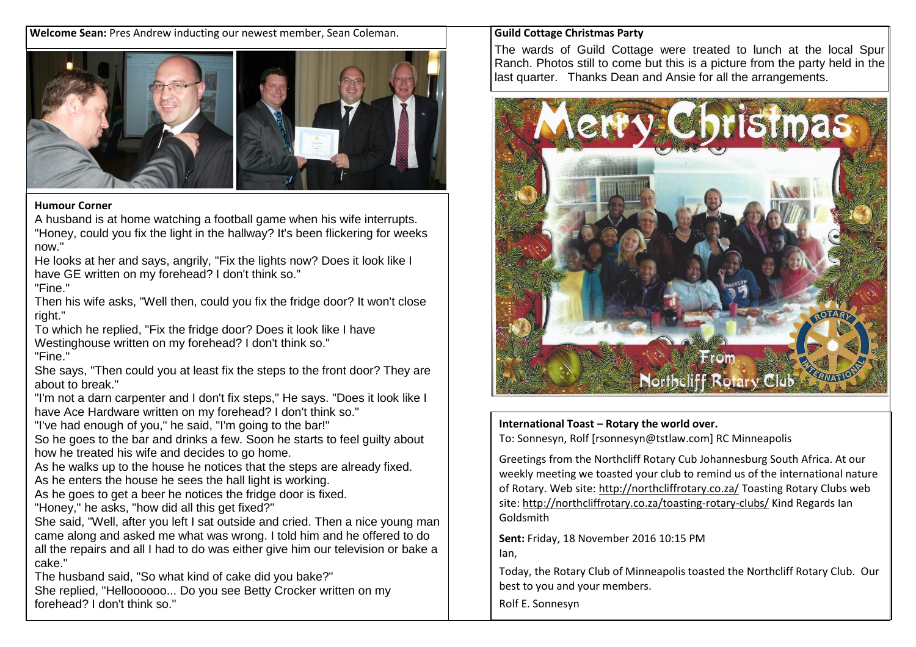**Welcome Sean:** Pres Andrew inducting our newest member, Sean Coleman.

**Humour Corner**

A husband is at home watching a football game when his wife interrupts. "Honey, could you fix the light in the hallway? It's been flickering for weeks now."

He looks at her and says, angrily, "Fix the lights now? Does it look like I have GE written on my forehead? I don't think so."

"Fine."

Then his wife asks, "Well then, could you fix the fridge door? It won't close right."

To which he replied, "Fix the fridge door? Does it look like I have Westinghouse written on my forehead? I don't think so."

"Fine."

She says, "Then could you at least fix the steps to the front door? They are about to break."

"I'm not a darn carpenter and I don't fix steps," He says. "Does it look like I have Ace Hardware written on my forehead? I don't think so."

"I've had enough of you," he said, "I'm going to the bar!"

So he goes to the bar and drinks a few. Soon he starts to feel guilty about how he treated his wife and decides to go home.

As he walks up to the house he notices that the steps are already fixed.

As he enters the house he sees the hall light is working.

As he goes to get a beer he notices the fridge door is fixed.

"Honey," he asks, "how did all this get fixed?"

She said, "Well, after you left I sat outside and cried. Then a nice young man came along and asked me what was wrong. I told him and he offered to do all the repairs and all I had to do was either give him our television or bake a cake."

The husband said, "So what kind of cake did you bake?"

She replied, "Hellooooooo... Do you see Betty Crocker written on my forehead? I don't think so."

**Guild Cottage Christmas Party**

The wards of Guild Cottage were treated to lunch at the local Spur Ranch. Photos still to come but this is a picture from the party held in the last quarter. Thanks Dean and Ansie for all the arrangements.

Merry Christmas

From Northcliff Rotary Club

**International Toast – Rotary the world over.**

To: Sonnesyn, Rolf [rsonnesyn@tstlaw.com] RC Minneapolis

Greetings from the Northcliff Rotary Cub Johannesburg South Africa. At our weekly meeting we toasted your club to remind us of the international nature of Rotary. Web site: http://northcliffrotary.co.za/ Toasting Rotary Clubs web site: http://northcliffrotary.co.za/toasting-rotary-clubs/ Kind Regards Ian Goldsmith

**Sent:** Friday, 18 November 2016 10:15 PM

Ian,

Today, the Rotary Club of Minneapolis toasted the Northcliff Rotary Club. Our best to you and your members.

Rolf E. Sonnesyn